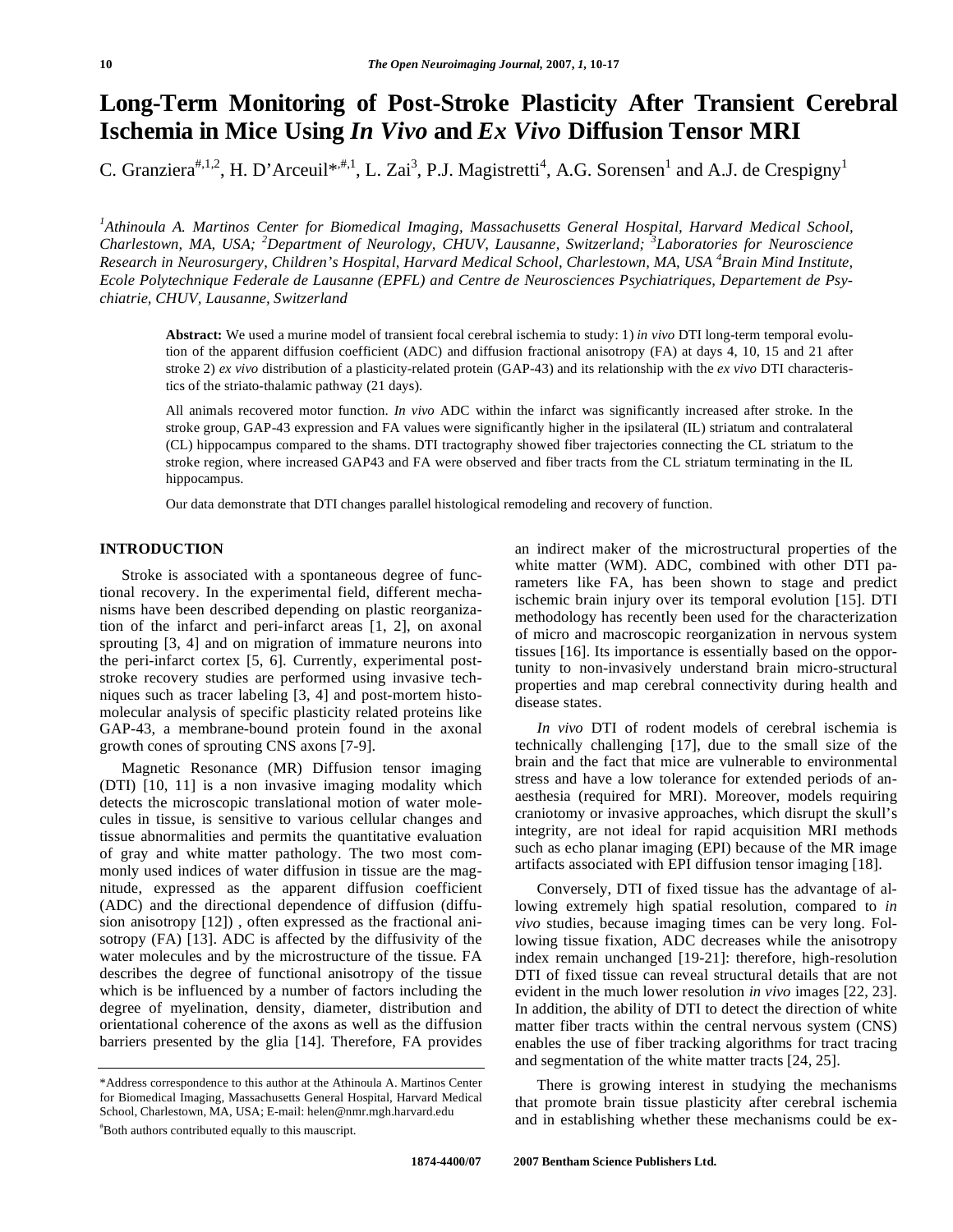# Long-Term Monitoring of Post-Stroke Plasticity After Transient Cerebral Ischemia in Mice Using *In Vivo* and *Ex Vivo* Diffusion Tensor MRI

C. Granziera[#,1,2], H. D'Arceuil*[,#,1], L. Zai[3], P.J. Magistretti[4], A.G. Sorensen[1] and A.J. de Crespigny[1]

*[1]Athinoula A. Martinos Center for Biomedical Imaging, Massachusetts General Hospital, Harvard Medical School, Charlestown, MA, USA; [2]Department of Neurology, CHUV, Lausanne, Switzerland; [3]Laboratories for Neuroscience Research in Neurosurgery, Children's Hospital, Harvard Medical School, Charlestown, MA, USA [4]Brain Mind Institute, Ecole Polytechnique Federale de Lausanne (EPFL) and Centre de Neurosciences Psychiatriques, Departement de Psychiatrie, CHUV, Lausanne, Switzerland*

**Abstract:** We used a murine model of transient focal cerebral ischemia to study: 1) *in vivo* DTI long-term temporal evolution of the apparent diffusion coefficient (ADC) and diffusion fractional anisotropy (FA) at days 4, 10, 15 and 21 after stroke 2) *ex vivo* distribution of a plasticity-related protein (GAP-43) and its relationship with the *ex vivo* DTI characteristics of the striato-thalamic pathway (21 days).

All animals recovered motor function. *In vivo* ADC within the infarct was significantly increased after stroke. In the stroke group, GAP-43 expression and FA values were significantly higher in the ipsilateral (IL) striatum and contralateral (CL) hippocampus compared to the shams. DTI tractography showed fiber trajectories connecting the CL striatum to the stroke region, where increased GAP43 and FA were observed and fiber tracts from the CL striatum terminating in the IL hippocampus.

Our data demonstrate that DTI changes parallel histological remodeling and recovery of function.

## INTRODUCTION

Stroke is associated with a spontaneous degree of functional recovery. In the experimental field, different mechanisms have been described depending on plastic reorganization of the infarct and peri-infarct areas [1, 2], on axonal sprouting [3, 4] and on migration of immature neurons into the peri-infarct cortex [5, 6]. Currently, experimental post-stroke recovery studies are performed using invasive techniques such as tracer labeling [3, 4] and post-mortem histo-molecular analysis of specific plasticity related proteins like GAP-43, a membrane-bound protein found in the axonal growth cones of sprouting CNS axons [7-9].

Magnetic Resonance (MR) Diffusion tensor imaging (DTI) [10, 11] is a non invasive imaging modality which detects the microscopic translational motion of water molecules in tissue, is sensitive to various cellular changes and tissue abnormalities and permits the quantitative evaluation of gray and white matter pathology. The two most commonly used indices of water diffusion in tissue are the magnitude, expressed as the apparent diffusion coefficient (ADC) and the directional dependence of diffusion (diffusion anisotropy [12]) , often expressed as the fractional anisotropy (FA) [13]. ADC is affected by the diffusivity of the water molecules and by the microstructure of the tissue. FA describes the degree of functional anisotropy of the tissue which is be influenced by a number of factors including the degree of myelination, density, diameter, distribution and orientational coherence of the axons as well as the diffusion barriers presented by the glia [14]. Therefore, FA provides an indirect maker of the microstructural properties of the white matter (WM). ADC, combined with other DTI parameters like FA, has been shown to stage and predict ischemic brain injury over its temporal evolution [15]. DTI methodology has recently been used for the characterization of micro and macroscopic reorganization in nervous system tissues [16]. Its importance is essentially based on the opportunity to non-invasively understand brain micro-structural properties and map cerebral connectivity during health and disease states.

*In vivo* DTI of rodent models of cerebral ischemia is technically challenging [17], due to the small size of the brain and the fact that mice are vulnerable to environmental stress and have a low tolerance for extended periods of anaesthesia (required for MRI). Moreover, models requiring craniotomy or invasive approaches, which disrupt the skull's integrity, are not ideal for rapid acquisition MRI methods such as echo planar imaging (EPI) because of the MR image artifacts associated with EPI diffusion tensor imaging [18].

Conversely, DTI of fixed tissue has the advantage of allowing extremely high spatial resolution, compared to *in vivo* studies, because imaging times can be very long. Following tissue fixation, ADC decreases while the anisotropy index remain unchanged [19-21]: therefore, high-resolution DTI of fixed tissue can reveal structural details that are not evident in the much lower resolution *in vivo* images [22, 23]. In addition, the ability of DTI to detect the direction of white matter fiber tracts within the central nervous system (CNS) enables the use of fiber tracking algorithms for tract tracing and segmentation of the white matter tracts [24, 25].

There is growing interest in studying the mechanisms that promote brain tissue plasticity after cerebral ischemia and in establishing whether these mechanisms could be ex-

*Address correspondence to this author at the Athinoula A. Martinos Center for Biomedical Imaging, Massachusetts General Hospital, Harvard Medical School, Charlestown, MA, USA; E-mail: helen@nmr.mgh.harvard.edu

[#]Both authors contributed equally to this mauscript.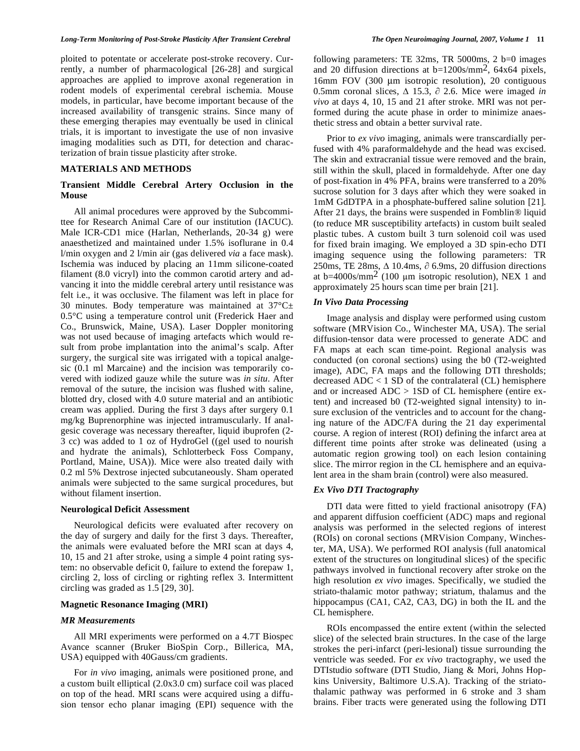ploited to potentate or accelerate post-stroke recovery. Currently, a number of pharmacological [26-28] and surgical approaches are applied to improve axonal regeneration in rodent models of experimental cerebral ischemia. Mouse models, in particular, have become important because of the increased availability of transgenic strains. Since many of these emerging therapies may eventually be used in clinical trials, it is important to investigate the use of non invasive imaging modalities such as DTI, for detection and characterization of brain tissue plasticity after stroke.

## MATERIALS AND METHODS

### Transient Middle Cerebral Artery Occlusion in the Mouse

All animal procedures were approved by the Subcommittee for Research Animal Care of our institution (IACUC). Male ICR-CD1 mice (Harlan, Netherlands, 20-34 g) were anaesthetized and maintained under 1.5% isoflurane in 0.4 l/min oxygen and 2 l/min air (gas delivered *via* a face mask). Ischemia was induced by placing an 11mm silicone-coated filament (8.0 vicryl) into the common carotid artery and advancing it into the middle cerebral artery until resistance was felt i.e., it was occlusive. The filament was left in place for 30 minutes. Body temperature was maintained at 37°C± 0.5°C using a temperature control unit (Frederick Haer and Co., Brunswick, Maine, USA). Laser Doppler monitoring was not used because of imaging artefacts which would result from probe implantation into the animal's scalp. After surgery, the surgical site was irrigated with a topical analgesic (0.1 ml Marcaine) and the incision was temporarily covered with iodized gauze while the suture was *in situ*. After removal of the suture, the incision was flushed with saline, blotted dry, closed with 4.0 suture material and an antibiotic cream was applied. During the first 3 days after surgery 0.1 mg/kg Buprenorphine was injected intramuscularly. If analgesic coverage was necessary thereafter, liquid ibuprofen (2-3 cc) was added to 1 oz of HydroGel ((gel used to nourish and hydrate the animals), Schlotterbeck Foss Company, Portland, Maine, USA)). Mice were also treated daily with 0.2 ml 5% Dextrose injected subcutaneously. Sham operated animals were subjected to the same surgical procedures, but without filament insertion.

### Neurological Deficit Assessment

Neurological deficits were evaluated after recovery on the day of surgery and daily for the first 3 days. Thereafter, the animals were evaluated before the MRI scan at days 4, 10, 15 and 21 after stroke, using a simple 4 point rating system: no observable deficit 0, failure to extend the forepaw 1, circling 2, loss of circling or righting reflex 3. Intermittent circling was graded as 1.5 [29, 30].

### Magnetic Resonance Imaging (MRI)

#### *MR Measurements*

All MRI experiments were performed on a 4.7T Biospec Avance scanner (Bruker BioSpin Corp., Billerica, MA, USA) equipped with 40Gauss/cm gradients.

For *in vivo* imaging, animals were positioned prone, and a custom built elliptical (2.0x3.0 cm) surface coil was placed on top of the head. MRI scans were acquired using a diffusion tensor echo planar imaging (EPI) sequence with the following parameters: TE 32ms, TR 5000ms, 2 b=0 images and 20 diffusion directions at b=1200s/mm$^2$, 64x64 pixels, 16mm FOV (300 μm isotropic resolution), 20 contiguous 0.5mm coronal slices, $\Delta$ 15.3, $\partial$ 2.6. Mice were imaged *in vivo* at days 4, 10, 15 and 21 after stroke. MRI was not performed during the acute phase in order to minimize anaesthetic stress and obtain a better survival rate.

Prior to *ex vivo* imaging, animals were transcardially perfused with 4% paraformaldehyde and the head was excised. The skin and extracranial tissue were removed and the brain, still within the skull, placed in formaldehyde. After one day of post-fixation in 4% PFA, brains were transferred to a 20% sucrose solution for 3 days after which they were soaked in 1mM GdDTPA in a phosphate-buffered saline solution [21]. After 21 days, the brains were suspended in Fomblin® liquid (to reduce MR susceptibility artefacts) in custom built sealed plastic tubes. A custom built 3 turn solenoid coil was used for fixed brain imaging. We employed a 3D spin-echo DTI imaging sequence using the following parameters: TR 250ms, TE 28ms, $\Delta$ 10.4ms, $\partial$ 6.9ms, 20 diffusion directions at b=4000s/mm$^2$ (100 μm isotropic resolution), NEX 1 and approximately 25 hours scan time per brain [21].

#### *In Vivo Data Processing*

Image analysis and display were performed using custom software (MRVision Co., Winchester MA, USA). The serial diffusion-tensor data were processed to generate ADC and FA maps at each scan time-point. Regional analysis was conducted (on coronal sections) using the b0 (T2-weighted image), ADC, FA maps and the following DTI thresholds; decreased ADC < 1 SD of the contralateral (CL) hemisphere and or increased ADC > 1SD of CL hemisphere (entire extent) and increased b0 (T2-weighted signal intensity) to insure exclusion of the ventricles and to account for the changing nature of the ADC/FA during the 21 day experimental course. A region of interest (ROI) defining the infarct area at different time points after stroke was delineated (using a automatic region growing tool) on each lesion containing slice. The mirror region in the CL hemisphere and an equivalent area in the sham brain (control) were also measured.

#### *Ex Vivo DTI Tractography*

DTI data were fitted to yield fractional anisotropy (FA) and apparent diffusion coefficient (ADC) maps and regional analysis was performed in the selected regions of interest (ROIs) on coronal sections (MRVision Company, Winchester, MA, USA). We performed ROI analysis (full anatomical extent of the structures on longitudinal slices) of the specific pathways involved in functional recovery after stroke on the high resolution *ex vivo* images. Specifically, we studied the striato-thalamic motor pathway; striatum, thalamus and the hippocampus (CA1, CA2, CA3, DG) in both the IL and the CL hemisphere.

ROIs encompassed the entire extent (within the selected slice) of the selected brain structures. In the case of the large strokes the peri-infarct (peri-lesional) tissue surrounding the ventricle was seeded. For *ex vivo* tractography, we used the DTIstudio software (DTI Studio, Jiang & Mori, Johns Hopkins University, Baltimore U.S.A). Tracking of the striato-thalamic pathway was performed in 6 stroke and 3 sham brains. Fiber tracts were generated using the following DTI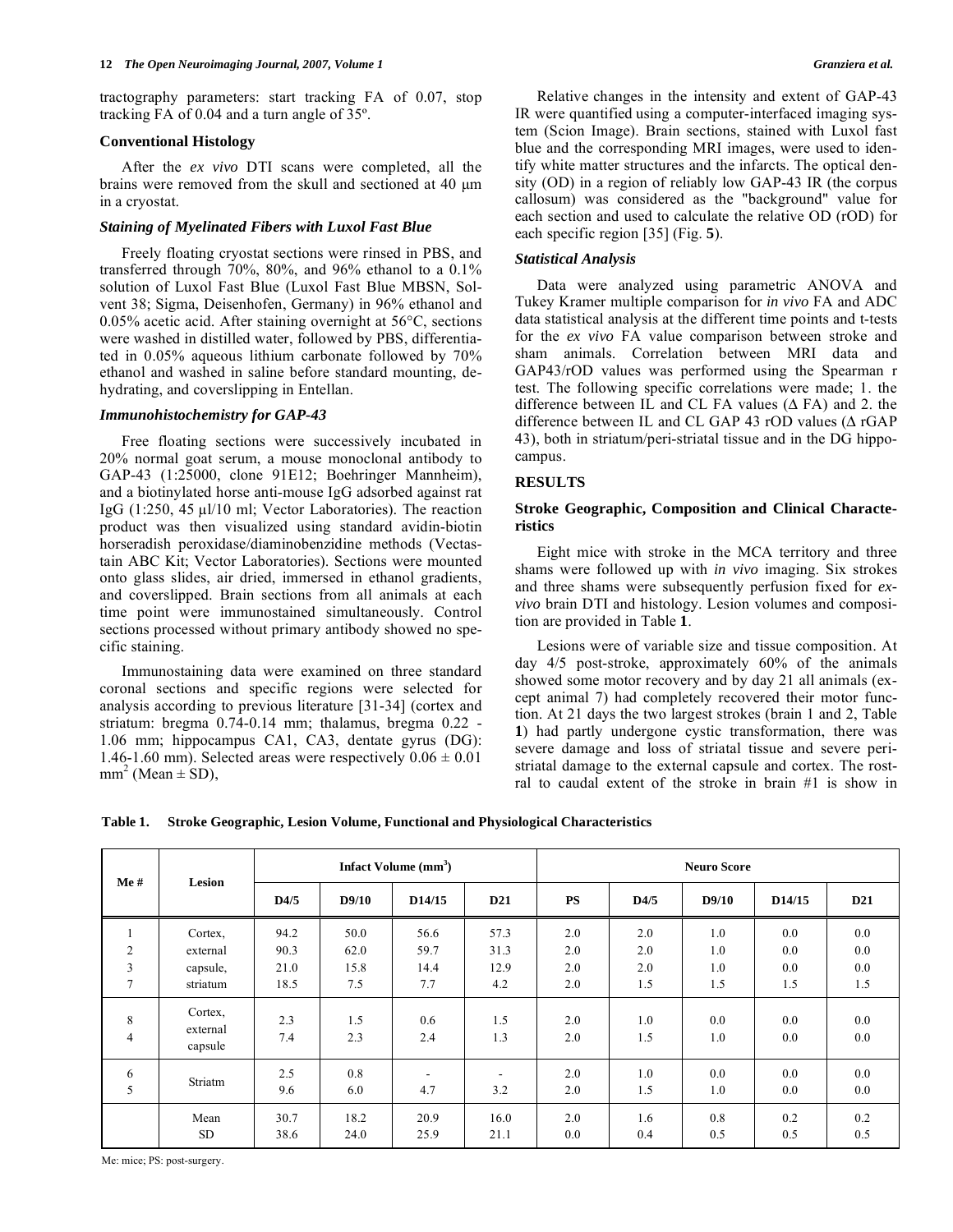tractography parameters: start tracking FA of 0.07, stop tracking FA of 0.04 and a turn angle of 35º.

### Conventional Histology

After the *ex vivo* DTI scans were completed, all the brains were removed from the skull and sectioned at 40 µm in a cryostat.

#### *Staining of Myelinated Fibers with Luxol Fast Blue*

Freely floating cryostat sections were rinsed in PBS, and transferred through 70%, 80%, and 96% ethanol to a 0.1% solution of Luxol Fast Blue (Luxol Fast Blue MBSN, Solvent 38; Sigma, Deisenhofen, Germany) in 96% ethanol and 0.05% acetic acid. After staining overnight at 56°C, sections were washed in distilled water, followed by PBS, differentiated in 0.05% aqueous lithium carbonate followed by 70% ethanol and washed in saline before standard mounting, dehydrating, and coverslipping in Entellan.

#### *Immunohistochemistry for GAP-43*

Free floating sections were successively incubated in 20% normal goat serum, a mouse monoclonal antibody to GAP-43 (1:25000, clone 91E12; Boehringer Mannheim), and a biotinylated horse anti-mouse IgG adsorbed against rat IgG (1:250, 45 µl/10 ml; Vector Laboratories). The reaction product was then visualized using standard avidin-biotin horseradish peroxidase/diaminobenzidine methods (Vectastain ABC Kit; Vector Laboratories). Sections were mounted onto glass slides, air dried, immersed in ethanol gradients, and coverslipped. Brain sections from all animals at each time point were immunostained simultaneously. Control sections processed without primary antibody showed no specific staining.

Immunostaining data were examined on three standard coronal sections and specific regions were selected for analysis according to previous literature [31-34] (cortex and striatum: bregma 0.74-0.14 mm; thalamus, bregma 0.22 - 1.06 mm; hippocampus CA1, CA3, dentate gyrus (DG): 1.46-1.60 mm). Selected areas were respectively $0.06 \pm 0.01$ mm$^2$ (Mean ± SD),

Relative changes in the intensity and extent of GAP-43 IR were quantified using a computer-interfaced imaging system (Scion Image). Brain sections, stained with Luxol fast blue and the corresponding MRI images, were used to identify white matter structures and the infarcts. The optical density (OD) in a region of reliably low GAP-43 IR (the corpus callosum) was considered as the "background" value for each section and used to calculate the relative OD (rOD) for each specific region [35] (Fig. **5**).

#### *Statistical Analysis*

Data were analyzed using parametric ANOVA and Tukey Kramer multiple comparison for *in vivo* FA and ADC data statistical analysis at the different time points and t-tests for the *ex vivo* FA value comparison between stroke and sham animals. Correlation between MRI data and GAP43/rOD values was performed using the Spearman r test. The following specific correlations were made; 1. the difference between IL and CL FA values (Δ FA) and 2. the difference between IL and CL GAP 43 rOD values (Δ rGAP 43), both in striatum/peri-striatal tissue and in the DG hippocampus.

## RESULTS

### Stroke Geographic, Composition and Clinical Characteristics

Eight mice with stroke in the MCA territory and three shams were followed up with *in vivo* imaging. Six strokes and three shams were subsequently perfusion fixed for *ex-vivo* brain DTI and histology. Lesion volumes and composition are provided in Table **1**.

Lesions were of variable size and tissue composition. At day 4/5 post-stroke, approximately 60% of the animals showed some motor recovery and by day 21 all animals (except animal 7) had completely recovered their motor function. At 21 days the two largest strokes (brain 1 and 2, Table **1**) had partly undergone cystic transformation, there was severe damage and loss of striatal tissue and severe peri-striatal damage to the external capsule and cortex. The rostral to caudal extent of the stroke in brain #1 is show in

**Table 1. Stroke Geographic, Lesion Volume, Functional and Physiological Characteristics**

| Me # | Lesion | Infact Volume (mm$^3$) | | | | Neuro Score | | | | |
|---|---|---|---|---|---|---|---|---|---|---|
| | | D4/5 | D9/10 | D14/15 | D21 | PS | D4/5 | D9/10 | D14/15 | D21 |
| 1 | Cortex, external capsule, striatum | 94.2 | 50.0 | 56.6 | 57.3 | 2.0 | 2.0 | 1.0 | 0.0 | 0.0 |
| 2 | | 90.3 | 62.0 | 59.7 | 31.3 | 2.0 | 1.0 | 1.0 | 0.0 | 0.0 |
| 3 | | 21.0 | 15.8 | 14.4 | 12.9 | 2.0 | 2.0 | 1.0 | 0.0 | 0.0 |
| 7 | | 18.5 | 7.5 | 7.7 | 4.2 | 2.0 | 1.5 | 1.5 | 1.5 | 1.5 |
| 8 | Cortex, external capsule | 2.3 | 1.5 | 0.6 | 1.5 | 2.0 | 1.0 | 0.0 | 0.0 | 0.0 |
| 4 | | 7.4 | 2.3 | 2.4 | 1.3 | 2.0 | 1.5 | 1.0 | 0.0 | 0.0 |
| 6 | Striatm | 2.5 | 0.8 | - | - | 2.0 | 1.0 | 0.0 | 0.0 | 0.0 |
| 5 | | 9.6 | 6.0 | 4.7 | 3.2 | 2.0 | 1.5 | 1.0 | 0.0 | 0.0 |
| | Mean | 30.7 | 18.2 | 20.9 | 16.0 | 2.0 | 1.6 | 0.8 | 0.2 | 0.2 |
| | SD | 38.6 | 24.0 | 25.9 | 21.1 | 0.0 | 0.4 | 0.5 | 0.5 | 0.5 |

Me: mice; PS: post-surgery.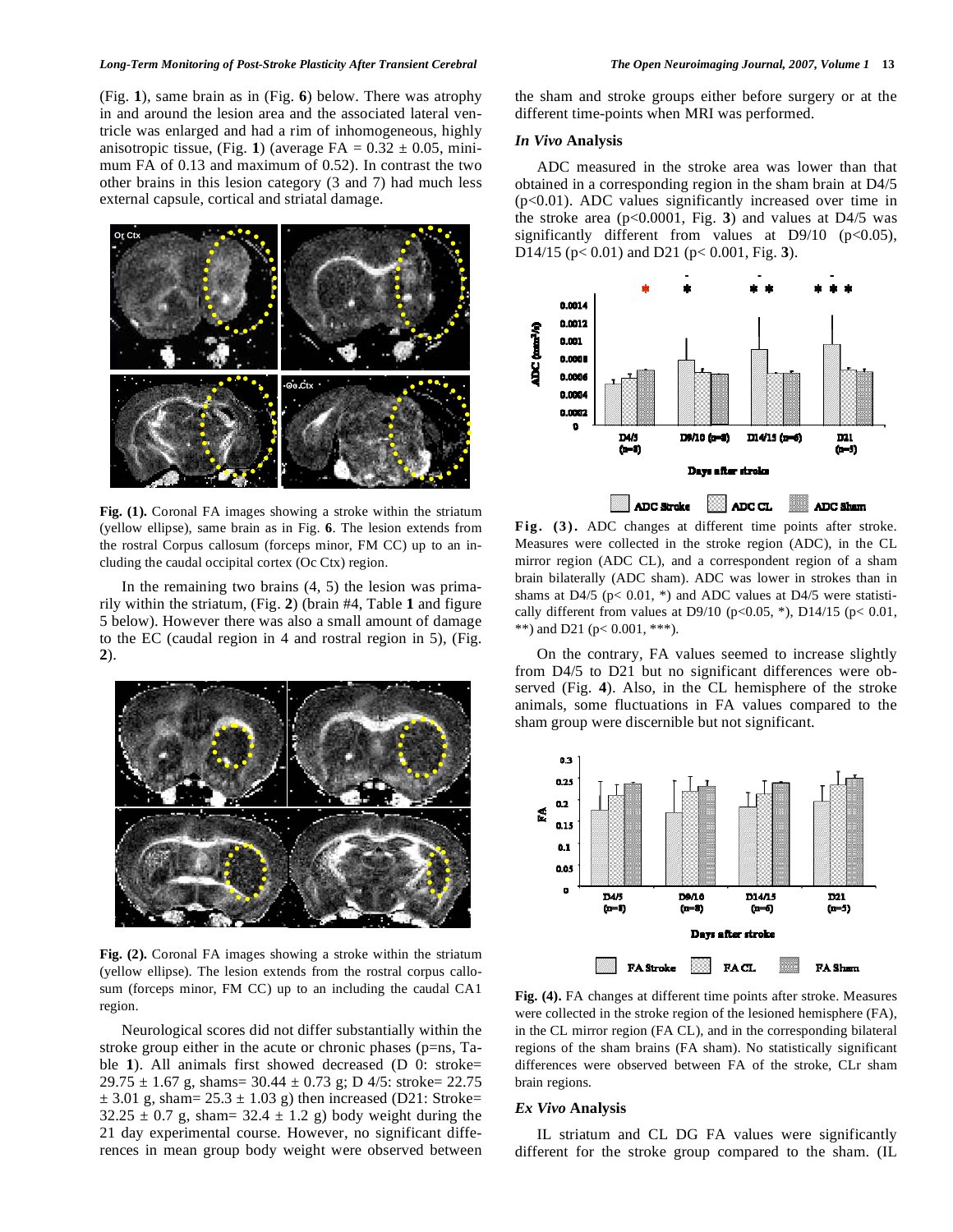(Fig. **1**), same brain as in (Fig. **6**) below. There was atrophy in and around the lesion area and the associated lateral ventricle was enlarged and had a rim of inhomogeneous, highly anisotropic tissue, (Fig. **1**) (average FA = 0.32 ± 0.05, minimum FA of 0.13 and maximum of 0.52). In contrast the two other brains in this lesion category (3 and 7) had much less external capsule, cortical and striatal damage.

**Fig. (1).** Coronal FA images showing a stroke within the striatum (yellow ellipse), same brain as in Fig. **6**. The lesion extends from the rostral Corpus callosum (forceps minor, FM CC) up to an including the caudal occipital cortex (Oc Ctx) region.

In the remaining two brains (4, 5) the lesion was primarily within the striatum, (Fig. **2**) (brain #4, Table **1** and figure 5 below). However there was also a small amount of damage to the EC (caudal region in 4 and rostral region in 5), (Fig. **2**).

**Fig. (2).** Coronal FA images showing a stroke within the striatum (yellow ellipse). The lesion extends from the rostral corpus callosum (forceps minor, FM CC) up to an including the caudal CA1 region.

Neurological scores did not differ substantially within the stroke group either in the acute or chronic phases (p=ns, Table **1**). All animals first showed decreased (D 0: stroke= 29.75 ± 1.67 g, shams= 30.44 ± 0.73 g; D 4/5: stroke= 22.75 ± 3.01 g, sham= 25.3 ± 1.03 g) then increased (D21: Stroke= 32.25 ± 0.7 g, sham= 32.4 ± 1.2 g) body weight during the 21 day experimental course. However, no significant differences in mean group body weight were observed between the sham and stroke groups either before surgery or at the different time-points when MRI was performed.

### *In Vivo* Analysis

ADC measured in the stroke area was lower than that obtained in a corresponding region in the sham brain at D4/5 ($p<0.01$). ADC values significantly increased over time in the stroke area ($p<0.0001$, Fig. **3**) and values at D4/5 was significantly different from values at D9/10 ($p<0.05$), D14/15 ($p< 0.01$) and D21 ($p< 0.001$, Fig. **3**).

**Fig. (3).** ADC changes at different time points after stroke. Measures were collected in the stroke region (ADC), in the CL mirror region (ADC CL), and a correspondent region of a sham brain bilaterally (ADC sham). ADC was lower in strokes than in shams at D4/5 ($p< 0.01$, *) and ADC values at D4/5 were statistically different from values at D9/10 ($p<0.05$, *), D14/15 ($p< 0.01$, **) and D21 ($p< 0.001$, ***).

On the contrary, FA values seemed to increase slightly from D4/5 to D21 but no significant differences were observed (Fig. **4**). Also, in the CL hemisphere of the stroke animals, some fluctuations in FA values compared to the sham group were discernible but not significant.

**Fig. (4).** FA changes at different time points after stroke. Measures were collected in the stroke region of the lesioned hemisphere (FA), in the CL mirror region (FA CL), and in the corresponding bilateral regions of the sham brains (FA sham). No statistically significant differences were observed between FA of the stroke, CLr sham brain regions.

### *Ex Vivo* Analysis

IL striatum and CL DG FA values were significantly different for the stroke group compared to the sham. (IL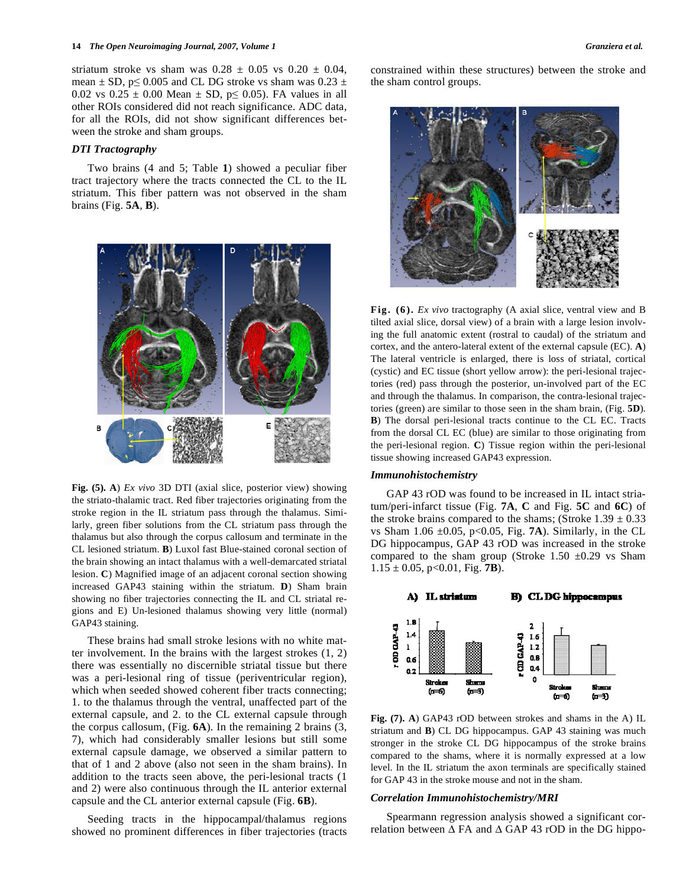striatum stroke vs sham was 0.28 ± 0.05 vs 0.20 ± 0.04, mean ± SD, p≤ 0.005 and CL DG stroke vs sham was 0.23 ± 0.02 vs 0.25 ± 0.00 Mean ± SD, p≤ 0.05). FA values in all other ROIs considered did not reach significance. ADC data, for all the ROIs, did not show significant differences between the stroke and sham groups.

### *DTI Tractography*

Two brains (4 and 5; Table **1**) showed a peculiar fiber tract trajectory where the tracts connected the CL to the IL striatum. This fiber pattern was not observed in the sham brains (Fig. **5A**, **B**).

**Fig. (5). A**) *Ex vivo* 3D DTI (axial slice, posterior view) showing the striato-thalamic tract. Red fiber trajectories originating from the stroke region in the IL striatum pass through the thalamus. Similarly, green fiber solutions from the CL striatum pass through the thalamus but also through the corpus callosum and terminate in the CL lesioned striatum. **B**) Luxol fast Blue-stained coronal section of the brain showing an intact thalamus with a well-demarcated striatal lesion. **C**) Magnified image of an adjacent coronal section showing increased GAP43 staining within the striatum. **D**) Sham brain showing no fiber trajectories connecting the IL and CL striatal regions and E) Un-lesioned thalamus showing very little (normal) GAP43 staining.

These brains had small stroke lesions with no white matter involvement. In the brains with the largest strokes (1, 2) there was essentially no discernible striatal tissue but there was a peri-lesional ring of tissue (periventricular region), which when seeded showed coherent fiber tracts connecting; 1. to the thalamus through the ventral, unaffected part of the external capsule, and 2. to the CL external capsule through the corpus callosum, (Fig. **6A**). In the remaining 2 brains (3, 7), which had considerably smaller lesions but still some external capsule damage, we observed a similar pattern to that of 1 and 2 above (also not seen in the sham brains). In addition to the tracts seen above, the peri-lesional tracts (1 and 2) were also continuous through the IL anterior external capsule and the CL anterior external capsule (Fig. **6B**).

Seeding tracts in the hippocampal/thalamus regions showed no prominent differences in fiber trajectories (tracts constrained within these structures) between the stroke and the sham control groups.

**Fig. (6).** *Ex vivo* tractography (A axial slice, ventral view and B tilted axial slice, dorsal view) of a brain with a large lesion involving the full anatomic extent (rostral to caudal) of the striatum and cortex, and the antero-lateral extent of the external capsule (EC). **A**) The lateral ventricle is enlarged, there is loss of striatal, cortical (cystic) and EC tissue (short yellow arrow): the peri-lesional trajectories (red) pass through the posterior, un-involved part of the EC and through the thalamus. In comparison, the contra-lesional trajectories (green) are similar to those seen in the sham brain, (Fig. **5D**). **B**) The dorsal peri-lesional tracts continue to the CL EC. Tracts from the dorsal CL EC (blue) are similar to those originating from the peri-lesional region. **C**) Tissue region within the peri-lesional tissue showing increased GAP43 expression.

### *Immunohistochemistry*

GAP 43 rOD was found to be increased in IL intact striatum/peri-infarct tissue (Fig. **7A**, **C** and Fig. **5C** and **6C**) of the stroke brains compared to the shams; (Stroke 1.39 ± 0.33 vs Sham 1.06 ±0.05, p<0.05, Fig. **7A**). Similarly, in the CL DG hippocampus, GAP 43 rOD was increased in the stroke compared to the sham group (Stroke 1.50 ±0.29 vs Sham 1.15 ± 0.05, p<0.01, Fig. **7B**).

**Fig. (7). A**) GAP43 rOD between strokes and shams in the A) IL striatum and **B**) CL DG hippocampus. GAP 43 staining was much stronger in the stroke CL DG hippocampus of the stroke brains compared to the shams, where it is normally expressed at a low level. In the IL striatum the axon terminals are specifically stained for GAP 43 in the stroke mouse and not in the sham.

### *Correlation Immunohistochemistry/MRI*

Spearmann regression analysis showed a significant correlation between Δ FA and Δ GAP 43 rOD in the DG hippo-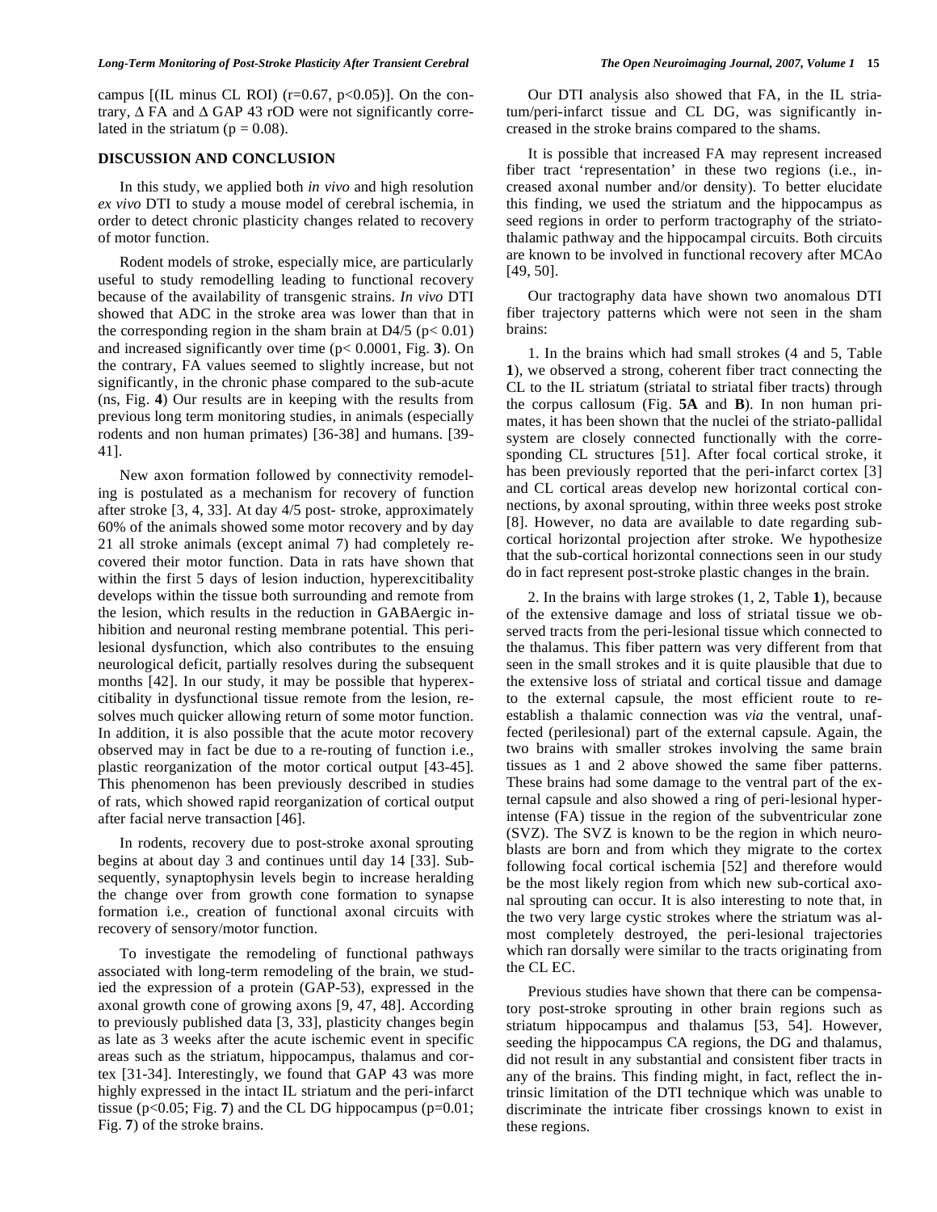campus [(IL minus CL ROI) ($r=0.67$, $p<0.05$)]. On the contrary, $\Delta$ FA and $\Delta$ GAP 43 rOD were not significantly correlated in the striatum ($p = 0.08$).

## DISCUSSION AND CONCLUSION

In this study, we applied both *in vivo* and high resolution *ex vivo* DTI to study a mouse model of cerebral ischemia, in order to detect chronic plasticity changes related to recovery of motor function.

Rodent models of stroke, especially mice, are particularly useful to study remodelling leading to functional recovery because of the availability of transgenic strains. *In vivo* DTI showed that ADC in the stroke area was lower than that in the corresponding region in the sham brain at D4/5 ($p< 0.01$) and increased significantly over time ($p< 0.0001$, Fig. **3**). On the contrary, FA values seemed to slightly increase, but not significantly, in the chronic phase compared to the sub-acute (ns, Fig. **4**) Our results are in keeping with the results from previous long term monitoring studies, in animals (especially rodents and non human primates) [36-38] and humans. [39-41].

New axon formation followed by connectivity remodeling is postulated as a mechanism for recovery of function after stroke [3, 4, 33]. At day 4/5 post- stroke, approximately 60% of the animals showed some motor recovery and by day 21 all stroke animals (except animal 7) had completely recovered their motor function. Data in rats have shown that within the first 5 days of lesion induction, hyperexcitability develops within the tissue both surrounding and remote from the lesion, which results in the reduction in GABAergic inhibition and neuronal resting membrane potential. This perilesional dysfunction, which also contributes to the ensuing neurological deficit, partially resolves during the subsequent months [42]. In our study, it may be possible that hyperexcitability in dysfunctional tissue remote from the lesion, resolves much quicker allowing return of some motor function. In addition, it is also possible that the acute motor recovery observed may in fact be due to a re-routing of function i.e., plastic reorganization of the motor cortical output [43-45]. This phenomenon has been previously described in studies of rats, which showed rapid reorganization of cortical output after facial nerve transaction [46].

In rodents, recovery due to post-stroke axonal sprouting begins at about day 3 and continues until day 14 [33]. Subsequently, synaptophysin levels begin to increase heralding the change over from growth cone formation to synapse formation i.e., creation of functional axonal circuits with recovery of sensory/motor function.

To investigate the remodeling of functional pathways associated with long-term remodeling of the brain, we studied the expression of a protein (GAP-53), expressed in the axonal growth cone of growing axons [9, 47, 48]. According to previously published data [3, 33], plasticity changes begin as late as 3 weeks after the acute ischemic event in specific areas such as the striatum, hippocampus, thalamus and cortex [31-34]. Interestingly, we found that GAP 43 was more highly expressed in the intact IL striatum and the peri-infarct tissue ($p<0.05$; Fig. **7**) and the CL DG hippocampus ($p=0.01$; Fig. **7**) of the stroke brains.

Our DTI analysis also showed that FA, in the IL striatum/peri-infarct tissue and CL DG, was significantly increased in the stroke brains compared to the shams.

It is possible that increased FA may represent increased fiber tract 'representation' in these two regions (i.e., increased axonal number and/or density). To better elucidate this finding, we used the striatum and the hippocampus as seed regions in order to perform tractography of the striato-thalamic pathway and the hippocampal circuits. Both circuits are known to be involved in functional recovery after MCAo [49, 50].

Our tractography data have shown two anomalous DTI fiber trajectory patterns which were not seen in the sham brains:

1. In the brains which had small strokes (4 and 5, Table **1**), we observed a strong, coherent fiber tract connecting the CL to the IL striatum (striatal to striatal fiber tracts) through the corpus callosum (Fig. **5A** and **B**). In non human primates, it has been shown that the nuclei of the striato-pallidal system are closely connected functionally with the corresponding CL structures [51]. After focal cortical stroke, it has been previously reported that the peri-infarct cortex [3] and CL cortical areas develop new horizontal cortical connections, by axonal sprouting, within three weeks post stroke [8]. However, no data are available to date regarding sub-cortical horizontal projection after stroke. We hypothesize that the sub-cortical horizontal connections seen in our study do in fact represent post-stroke plastic changes in the brain.

2. In the brains with large strokes (1, 2, Table **1**), because of the extensive damage and loss of striatal tissue we observed tracts from the peri-lesional tissue which connected to the thalamus. This fiber pattern was very different from that seen in the small strokes and it is quite plausible that due to the extensive loss of striatal and cortical tissue and damage to the external capsule, the most efficient route to re-establish a thalamic connection was *via* the ventral, unaffected (perilesional) part of the external capsule. Again, the two brains with smaller strokes involving the same brain tissues as 1 and 2 above showed the same fiber patterns. These brains had some damage to the ventral part of the external capsule and also showed a ring of peri-lesional hyper-intense (FA) tissue in the region of the subventricular zone (SVZ). The SVZ is known to be the region in which neuroblasts are born and from which they migrate to the cortex following focal cortical ischemia [52] and therefore would be the most likely region from which new sub-cortical axonal sprouting can occur. It is also interesting to note that, in the two very large cystic strokes where the striatum was almost completely destroyed, the peri-lesional trajectories which ran dorsally were similar to the tracts originating from the CL EC.

Previous studies have shown that there can be compensatory post-stroke sprouting in other brain regions such as striatum hippocampus and thalamus [53, 54]. However, seeding the hippocampus CA regions, the DG and thalamus, did not result in any substantial and consistent fiber tracts in any of the brains. This finding might, in fact, reflect the intrinsic limitation of the DTI technique which was unable to discriminate the intricate fiber crossings known to exist in these regions.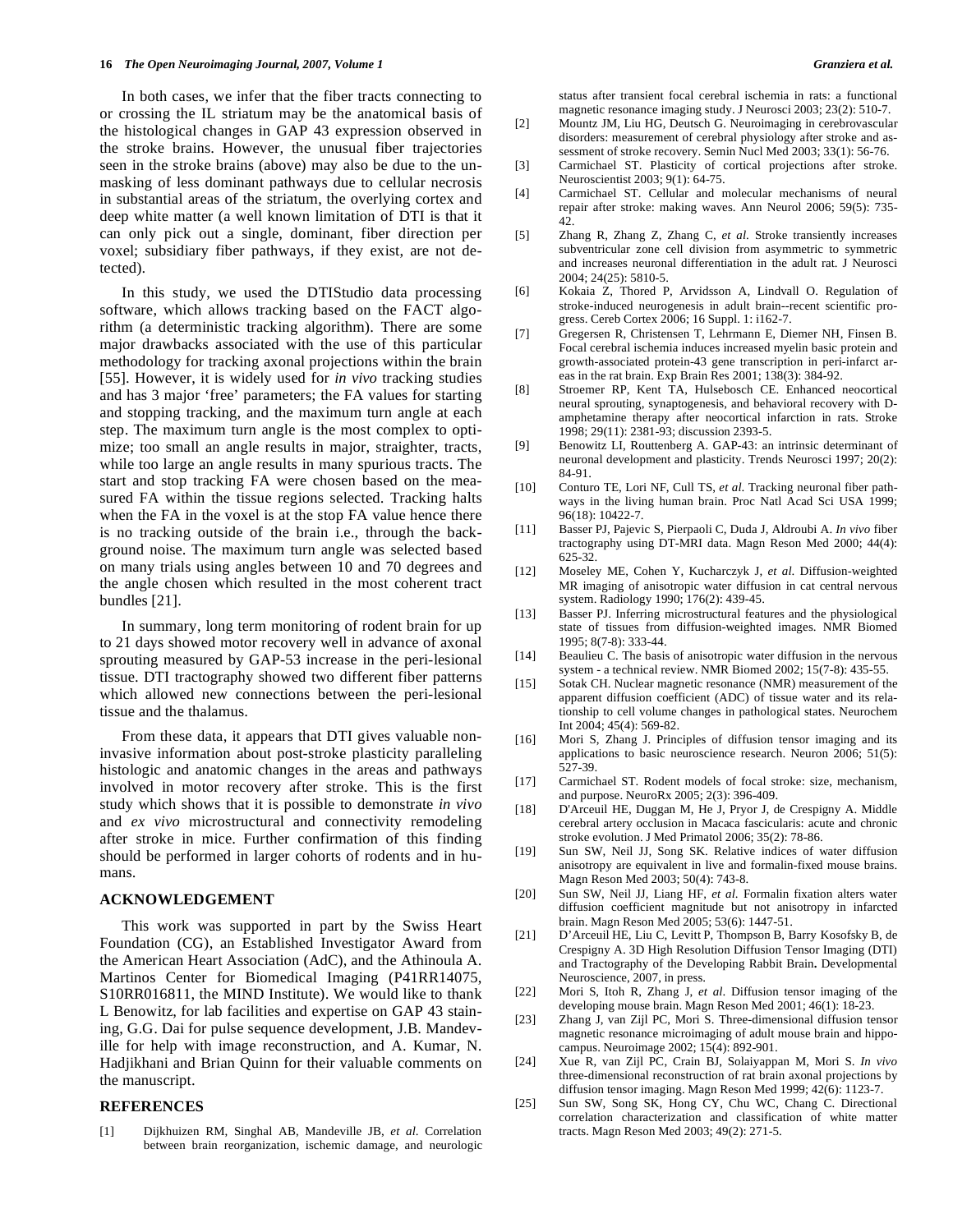In both cases, we infer that the fiber tracts connecting to or crossing the IL striatum may be the anatomical basis of the histological changes in GAP 43 expression observed in the stroke brains. However, the unusual fiber trajectories seen in the stroke brains (above) may also be due to the unmasking of less dominant pathways due to cellular necrosis in substantial areas of the striatum, the overlying cortex and deep white matter (a well known limitation of DTI is that it can only pick out a single, dominant, fiber direction per voxel; subsidiary fiber pathways, if they exist, are not detected).

In this study, we used the DTIStudio data processing software, which allows tracking based on the FACT algorithm (a deterministic tracking algorithm). There are some major drawbacks associated with the use of this particular methodology for tracking axonal projections within the brain [55]. However, it is widely used for *in vivo* tracking studies and has 3 major 'free' parameters; the FA values for starting and stopping tracking, and the maximum turn angle at each step. The maximum turn angle is the most complex to optimize; too small an angle results in major, straighter, tracts, while too large an angle results in many spurious tracts. The start and stop tracking FA were chosen based on the measured FA within the tissue regions selected. Tracking halts when the FA in the voxel is at the stop FA value hence there is no tracking outside of the brain i.e., through the background noise. The maximum turn angle was selected based on many trials using angles between 10 and 70 degrees and the angle chosen which resulted in the most coherent tract bundles [21].

In summary, long term monitoring of rodent brain for up to 21 days showed motor recovery well in advance of axonal sprouting measured by GAP-53 increase in the peri-lesional tissue. DTI tractography showed two different fiber patterns which allowed new connections between the peri-lesional tissue and the thalamus.

From these data, it appears that DTI gives valuable non-invasive information about post-stroke plasticity paralleling histologic and anatomic changes in the areas and pathways involved in motor recovery after stroke. This is the first study which shows that it is possible to demonstrate *in vivo* and *ex vivo* microstructural and connectivity remodeling after stroke in mice. Further confirmation of this finding should be performed in larger cohorts of rodents and in humans.

## ACKNOWLEDGEMENT

This work was supported in part by the Swiss Heart Foundation (CG), an Established Investigator Award from the American Heart Association (AdC), and the Athinoula A. Martinos Center for Biomedical Imaging (P41RR14075, S10RR016811, the MIND Institute). We would like to thank L Benowitz, for lab facilities and expertise on GAP 43 staining, G.G. Dai for pulse sequence development, J.B. Mandeville for help with image reconstruction, and A. Kumar, N. Hadjikhani and Brian Quinn for their valuable comments on the manuscript.

## REFERENCES

[1] Dijkhuizen RM, Singhal AB, Mandeville JB, *et al.* Correlation between brain reorganization, ischemic damage, and neurologic status after transient focal cerebral ischemia in rats: a functional magnetic resonance imaging study. J Neurosci 2003; 23(2): 510-7.

[2] Mountz JM, Liu HG, Deutsch G. Neuroimaging in cerebrovascular disorders: measurement of cerebral physiology after stroke and assessment of stroke recovery. Semin Nucl Med 2003; 33(1): 56-76.

[3] Carmichael ST. Plasticity of cortical projections after stroke. Neuroscientist 2003; 9(1): 64-75.

[4] Carmichael ST. Cellular and molecular mechanisms of neural repair after stroke: making waves. Ann Neurol 2006; 59(5): 735-42.

[5] Zhang R, Zhang Z, Zhang C, *et al.* Stroke transiently increases subventricular zone cell division from asymmetric to symmetric and increases neuronal differentiation in the adult rat. J Neurosci 2004; 24(25): 5810-5.

[6] Kokaia Z, Thored P, Arvidsson A, Lindvall O. Regulation of stroke-induced neurogenesis in adult brain--recent scientific progress. Cereb Cortex 2006; 16 Suppl. 1: i162-7.

[7] Gregersen R, Christensen T, Lehrmann E, Diemer NH, Finsen B. Focal cerebral ischemia induces increased myelin basic protein and growth-associated protein-43 gene transcription in peri-infarct areas in the rat brain. Exp Brain Res 2001; 138(3): 384-92.

[8] Stroemer RP, Kent TA, Hulsebosch CE. Enhanced neocortical neural sprouting, synaptogenesis, and behavioral recovery with D-amphetamine therapy after neocortical infarction in rats. Stroke 1998; 29(11): 2381-93; discussion 2393-5.

[9] Benowitz LI, Routtenberg A. GAP-43: an intrinsic determinant of neuronal development and plasticity. Trends Neurosci 1997; 20(2): 84-91.

[10] Conturo TE, Lori NF, Cull TS, *et al.* Tracking neuronal fiber pathways in the living human brain. Proc Natl Acad Sci USA 1999; 96(18): 10422-7.

[11] Basser PJ, Pajevic S, Pierpaoli C, Duda J, Aldroubi A. *In vivo* fiber tractography using DT-MRI data. Magn Reson Med 2000; 44(4): 625-32.

[12] Moseley ME, Cohen Y, Kucharczyk J, *et al.* Diffusion-weighted MR imaging of anisotropic water diffusion in cat central nervous system. Radiology 1990; 176(2): 439-45.

[13] Basser PJ. Inferring microstructural features and the physiological state of tissues from diffusion-weighted images. NMR Biomed 1995; 8(7-8): 333-44.

[14] Beaulieu C. The basis of anisotropic water diffusion in the nervous system - a technical review. NMR Biomed 2002; 15(7-8): 435-55.

[15] Sotak CH. Nuclear magnetic resonance (NMR) measurement of the apparent diffusion coefficient (ADC) of tissue water and its relationship to cell volume changes in pathological states. Neurochem Int 2004; 45(4): 569-82.

[16] Mori S, Zhang J. Principles of diffusion tensor imaging and its applications to basic neuroscience research. Neuron 2006; 51(5): 527-39.

[17] Carmichael ST. Rodent models of focal stroke: size, mechanism, and purpose. NeuroRx 2005; 2(3): 396-409.

[18] D'Arceuil HE, Duggan M, He J, Pryor J, de Crespigny A. Middle cerebral artery occlusion in Macaca fascicularis: acute and chronic stroke evolution. J Med Primatol 2006; 35(2): 78-86.

[19] Sun SW, Neil JJ, Song SK. Relative indices of water diffusion anisotropy are equivalent in live and formalin-fixed mouse brains. Magn Reson Med 2003; 50(4): 743-8.

[20] Sun SW, Neil JJ, Liang HF, *et al.* Formalin fixation alters water diffusion coefficient magnitude but not anisotropy in infarcted brain. Magn Reson Med 2005; 53(6): 1447-51.

[21] D'Arceuil HE, Liu C, Levitt P, Thompson B, Barry Kosofsky B, de Crespigny A. 3D High Resolution Diffusion Tensor Imaging (DTI) and Tractography of the Developing Rabbit Brain**.** Developmental Neuroscience, 2007, in press.

[22] Mori S, Itoh R, Zhang J, *et al.* Diffusion tensor imaging of the developing mouse brain. Magn Reson Med 2001; 46(1): 18-23.

[23] Zhang J, van Zijl PC, Mori S. Three-dimensional diffusion tensor magnetic resonance microimaging of adult mouse brain and hippocampus. Neuroimage 2002; 15(4): 892-901.

[24] Xue R, van Zijl PC, Crain BJ, Solaiyappan M, Mori S. *In vivo* three-dimensional reconstruction of rat brain axonal projections by diffusion tensor imaging. Magn Reson Med 1999; 42(6): 1123-7.

[25] Sun SW, Song SK, Hong CY, Chu WC, Chang C. Directional correlation characterization and classification of white matter tracts. Magn Reson Med 2003; 49(2): 271-5.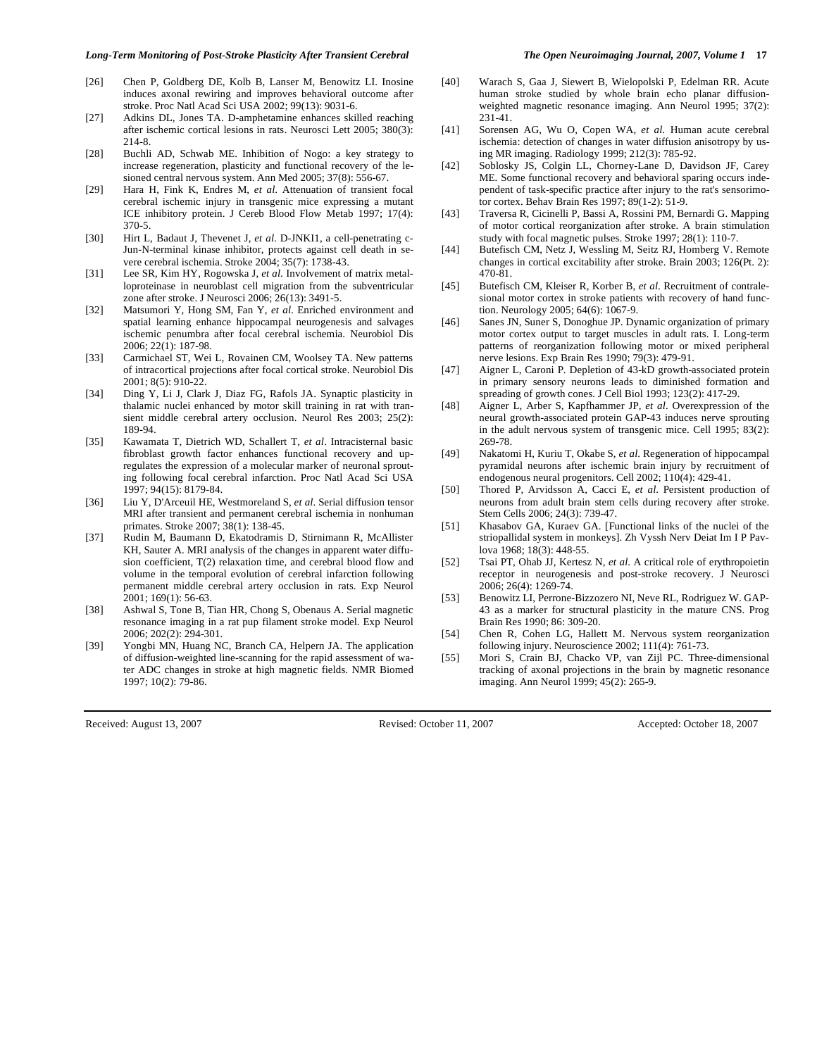[26] Chen P, Goldberg DE, Kolb B, Lanser M, Benowitz LI. Inosine induces axonal rewiring and improves behavioral outcome after stroke. Proc Natl Acad Sci USA 2002; 99(13): 9031-6.

[27] Adkins DL, Jones TA. D-amphetamine enhances skilled reaching after ischemic cortical lesions in rats. Neurosci Lett 2005; 380(3): 214-8.

[28] Buchli AD, Schwab ME. Inhibition of Nogo: a key strategy to increase regeneration, plasticity and functional recovery of the lesioned central nervous system. Ann Med 2005; 37(8): 556-67.

[29] Hara H, Fink K, Endres M, *et al.* Attenuation of transient focal cerebral ischemic injury in transgenic mice expressing a mutant ICE inhibitory protein. J Cereb Blood Flow Metab 1997; 17(4): 370-5.

[30] Hirt L, Badaut J, Thevenet J, *et al.* D-JNKI1, a cell-penetrating c-Jun-N-terminal kinase inhibitor, protects against cell death in severe cerebral ischemia. Stroke 2004; 35(7): 1738-43.

[31] Lee SR, Kim HY, Rogowska J, *et al.* Involvement of matrix metalloproteinase in neuroblast cell migration from the subventricular zone after stroke. J Neurosci 2006; 26(13): 3491-5.

[32] Matsumori Y, Hong SM, Fan Y, *et al.* Enriched environment and spatial learning enhance hippocampal neurogenesis and salvages ischemic penumbra after focal cerebral ischemia. Neurobiol Dis 2006; 22(1): 187-98.

[33] Carmichael ST, Wei L, Rovainen CM, Woolsey TA. New patterns of intracortical projections after focal cortical stroke. Neurobiol Dis 2001; 8(5): 910-22.

[34] Ding Y, Li J, Clark J, Diaz FG, Rafols JA. Synaptic plasticity in thalamic nuclei enhanced by motor skill training in rat with transient middle cerebral artery occlusion. Neurol Res 2003; 25(2): 189-94.

[35] Kawamata T, Dietrich WD, Schallert T, *et al*. Intracisternal basic fibroblast growth factor enhances functional recovery and up-regulates the expression of a molecular marker of neuronal sprouting following focal cerebral infarction. Proc Natl Acad Sci USA 1997; 94(15): 8179-84.

[36] Liu Y, D'Arceuil HE, Westmoreland S, *et al*. Serial diffusion tensor MRI after transient and permanent cerebral ischemia in nonhuman primates. Stroke 2007; 38(1): 138-45.

[37] Rudin M, Baumann D, Ekatodramis D, Stirnimann R, McAllister KH, Sauter A. MRI analysis of the changes in apparent water diffusion coefficient, T(2) relaxation time, and cerebral blood flow and volume in the temporal evolution of cerebral infarction following permanent middle cerebral artery occlusion in rats. Exp Neurol 2001; 169(1): 56-63.

[38] Ashwal S, Tone B, Tian HR, Chong S, Obenaus A. Serial magnetic resonance imaging in a rat pup filament stroke model. Exp Neurol 2006; 202(2): 294-301.

[39] Yongbi MN, Huang NC, Branch CA, Helpern JA. The application of diffusion-weighted line-scanning for the rapid assessment of water ADC changes in stroke at high magnetic fields. NMR Biomed 1997; 10(2): 79-86.

[40] Warach S, Gaa J, Siewert B, Wielopolski P, Edelman RR. Acute human stroke studied by whole brain echo planar diffusion-weighted magnetic resonance imaging. Ann Neurol 1995; 37(2): 231-41.

[41] Sorensen AG, Wu O, Copen WA, *et al.* Human acute cerebral ischemia: detection of changes in water diffusion anisotropy by using MR imaging. Radiology 1999; 212(3): 785-92.

[42] Soblosky JS, Colgin LL, Chorney-Lane D, Davidson JF, Carey ME. Some functional recovery and behavioral sparing occurs independent of task-specific practice after injury to the rat's sensorimotor cortex. Behav Brain Res 1997; 89(1-2): 51-9.

[43] Traversa R, Cicinelli P, Bassi A, Rossini PM, Bernardi G. Mapping of motor cortical reorganization after stroke. A brain stimulation study with focal magnetic pulses. Stroke 1997; 28(1): 110-7.

[44] Butefisch CM, Netz J, Wessling M, Seitz RJ, Homberg V. Remote changes in cortical excitability after stroke. Brain 2003; 126(Pt. 2): 470-81.

[45] Butefisch CM, Kleiser R, Korber B, *et al*. Recruitment of contralesional motor cortex in stroke patients with recovery of hand function. Neurology 2005; 64(6): 1067-9.

[46] Sanes JN, Suner S, Donoghue JP. Dynamic organization of primary motor cortex output to target muscles in adult rats. I. Long-term patterns of reorganization following motor or mixed peripheral nerve lesions. Exp Brain Res 1990; 79(3): 479-91.

[47] Aigner L, Caroni P. Depletion of 43-kD growth-associated protein in primary sensory neurons leads to diminished formation and spreading of growth cones. J Cell Biol 1993; 123(2): 417-29.

[48] Aigner L, Arber S, Kapfhammer JP, *et al*. Overexpression of the neural growth-associated protein GAP-43 induces nerve sprouting in the adult nervous system of transgenic mice. Cell 1995; 83(2): 269-78.

[49] Nakatomi H, Kuriu T, Okabe S, *et al.* Regeneration of hippocampal pyramidal neurons after ischemic brain injury by recruitment of endogenous neural progenitors. Cell 2002; 110(4): 429-41.

[50] Thored P, Arvidsson A, Cacci E, *et al.* Persistent production of neurons from adult brain stem cells during recovery after stroke. Stem Cells 2006; 24(3): 739-47.

[51] Khasabov GA, Kuraev GA. [Functional links of the nuclei of the striopallidal system in monkeys]. Zh Vyssh Nerv Deiat Im I P Pavlova 1968; 18(3): 448-55.

[52] Tsai PT, Ohab JJ, Kertesz N, *et al.* A critical role of erythropoietin receptor in neurogenesis and post-stroke recovery. J Neurosci 2006; 26(4): 1269-74.

[53] Benowitz LI, Perrone-Bizzozero NI, Neve RL, Rodriguez W. GAP-43 as a marker for structural plasticity in the mature CNS. Prog Brain Res 1990; 86: 309-20.

[54] Chen R, Cohen LG, Hallett M. Nervous system reorganization following injury. Neuroscience 2002; 111(4): 761-73.

[55] Mori S, Crain BJ, Chacko VP, van Zijl PC. Three-dimensional tracking of axonal projections in the brain by magnetic resonance imaging. Ann Neurol 1999; 45(2): 265-9.

---

Received: August 13, 2007 Revised: October 11, 2007 Accepted: October 18, 2007